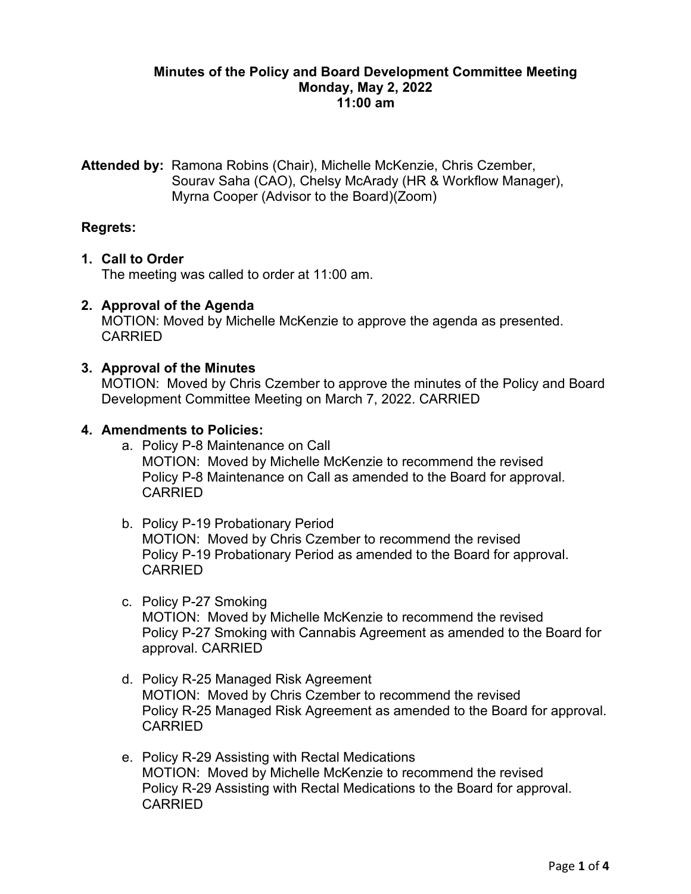**Minutes of the Policy and Board Development Committee Meeting**
**Monday, May 2, 2022**
**11:00 am**

**Attended by:** Ramona Robins (Chair), Michelle McKenzie, Chris Czember, Sourav Saha (CAO), Chelsy McArady (HR & Workflow Manager), Myrna Cooper (Advisor to the Board)(Zoom)

**Regrets:**

1. **Call to Order**
   The meeting was called to order at 11:00 am.

2. **Approval of the Agenda**
   MOTION: Moved by Michelle McKenzie to approve the agenda as presented. CARRIED

3. **Approval of the Minutes**
   MOTION: Moved by Chris Czember to approve the minutes of the Policy and Board Development Committee Meeting on March 7, 2022. CARRIED

4. **Amendments to Policies:**
   a. Policy P-8 Maintenance on Call
      MOTION: Moved by Michelle McKenzie to recommend the revised Policy P-8 Maintenance on Call as amended to the Board for approval. CARRIED

   b. Policy P-19 Probationary Period
      MOTION: Moved by Chris Czember to recommend the revised Policy P-19 Probationary Period as amended to the Board for approval. CARRIED

   c. Policy P-27 Smoking
      MOTION: Moved by Michelle McKenzie to recommend the revised Policy P-27 Smoking with Cannabis Agreement as amended to the Board for approval. CARRIED

   d. Policy R-25 Managed Risk Agreement
      MOTION: Moved by Chris Czember to recommend the revised Policy R-25 Managed Risk Agreement as amended to the Board for approval. CARRIED

   e. Policy R-29 Assisting with Rectal Medications
      MOTION: Moved by Michelle McKenzie to recommend the revised Policy R-29 Assisting with Rectal Medications to the Board for approval. CARRIED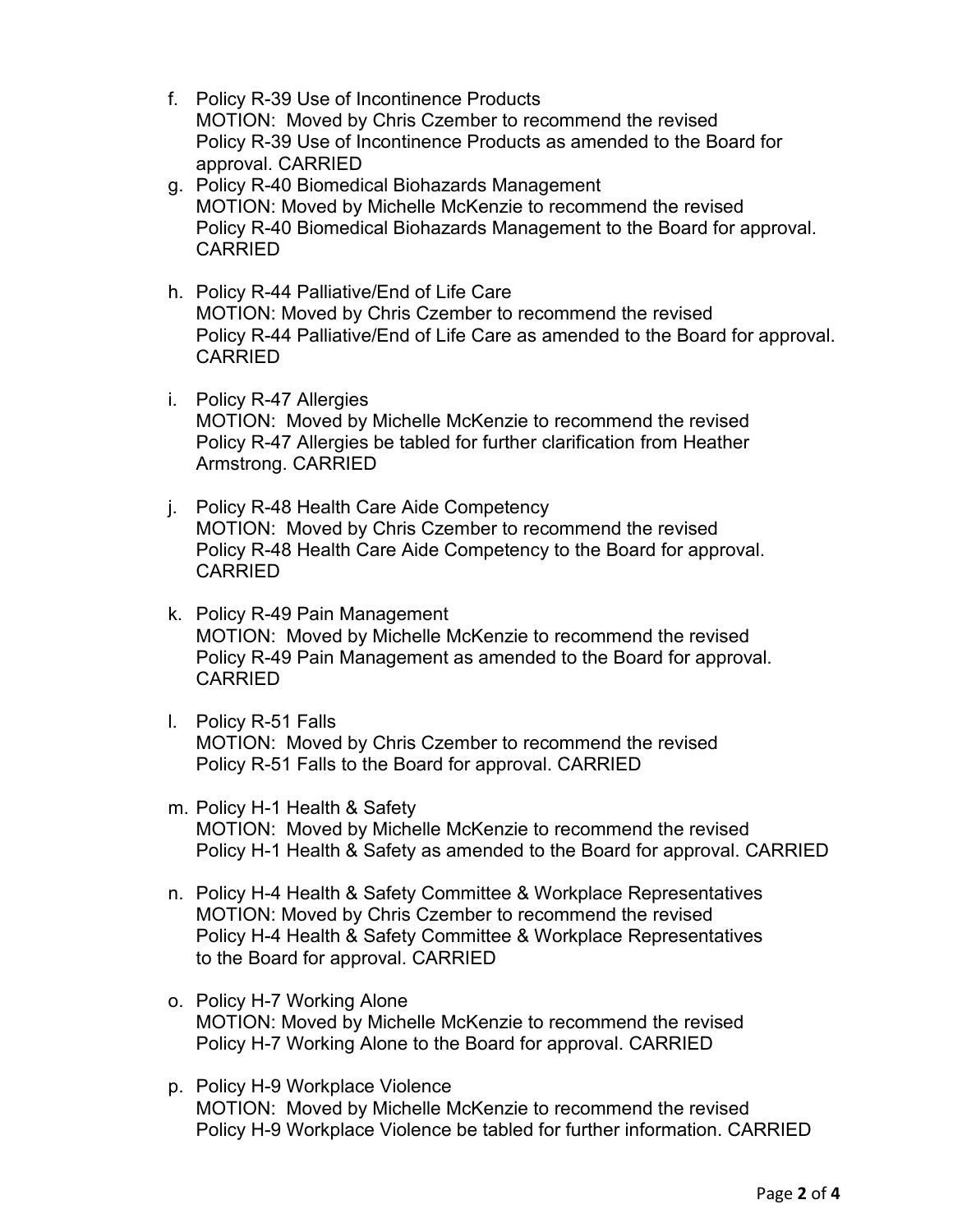f. Policy R-39 Use of Incontinence Products
   MOTION: Moved by Chris Czember to recommend the revised Policy R-39 Use of Incontinence Products as amended to the Board for approval. CARRIED

g. Policy R-40 Biomedical Biohazards Management
   MOTION: Moved by Michelle McKenzie to recommend the revised Policy R-40 Biomedical Biohazards Management to the Board for approval. CARRIED

h. Policy R-44 Palliative/End of Life Care
   MOTION: Moved by Chris Czember to recommend the revised Policy R-44 Palliative/End of Life Care as amended to the Board for approval. CARRIED

i. Policy R-47 Allergies
   MOTION: Moved by Michelle McKenzie to recommend the revised Policy R-47 Allergies be tabled for further clarification from Heather Armstrong. CARRIED

j. Policy R-48 Health Care Aide Competency
   MOTION: Moved by Chris Czember to recommend the revised Policy R-48 Health Care Aide Competency to the Board for approval. CARRIED

k. Policy R-49 Pain Management
   MOTION: Moved by Michelle McKenzie to recommend the revised Policy R-49 Pain Management as amended to the Board for approval. CARRIED

l. Policy R-51 Falls
   MOTION: Moved by Chris Czember to recommend the revised Policy R-51 Falls to the Board for approval. CARRIED

m. Policy H-1 Health & Safety
   MOTION: Moved by Michelle McKenzie to recommend the revised Policy H-1 Health & Safety as amended to the Board for approval. CARRIED

n. Policy H-4 Health & Safety Committee & Workplace Representatives
   MOTION: Moved by Chris Czember to recommend the revised Policy H-4 Health & Safety Committee & Workplace Representatives to the Board for approval. CARRIED

o. Policy H-7 Working Alone
   MOTION: Moved by Michelle McKenzie to recommend the revised Policy H-7 Working Alone to the Board for approval. CARRIED

p. Policy H-9 Workplace Violence
   MOTION: Moved by Michelle McKenzie to recommend the revised Policy H-9 Workplace Violence be tabled for further information. CARRIED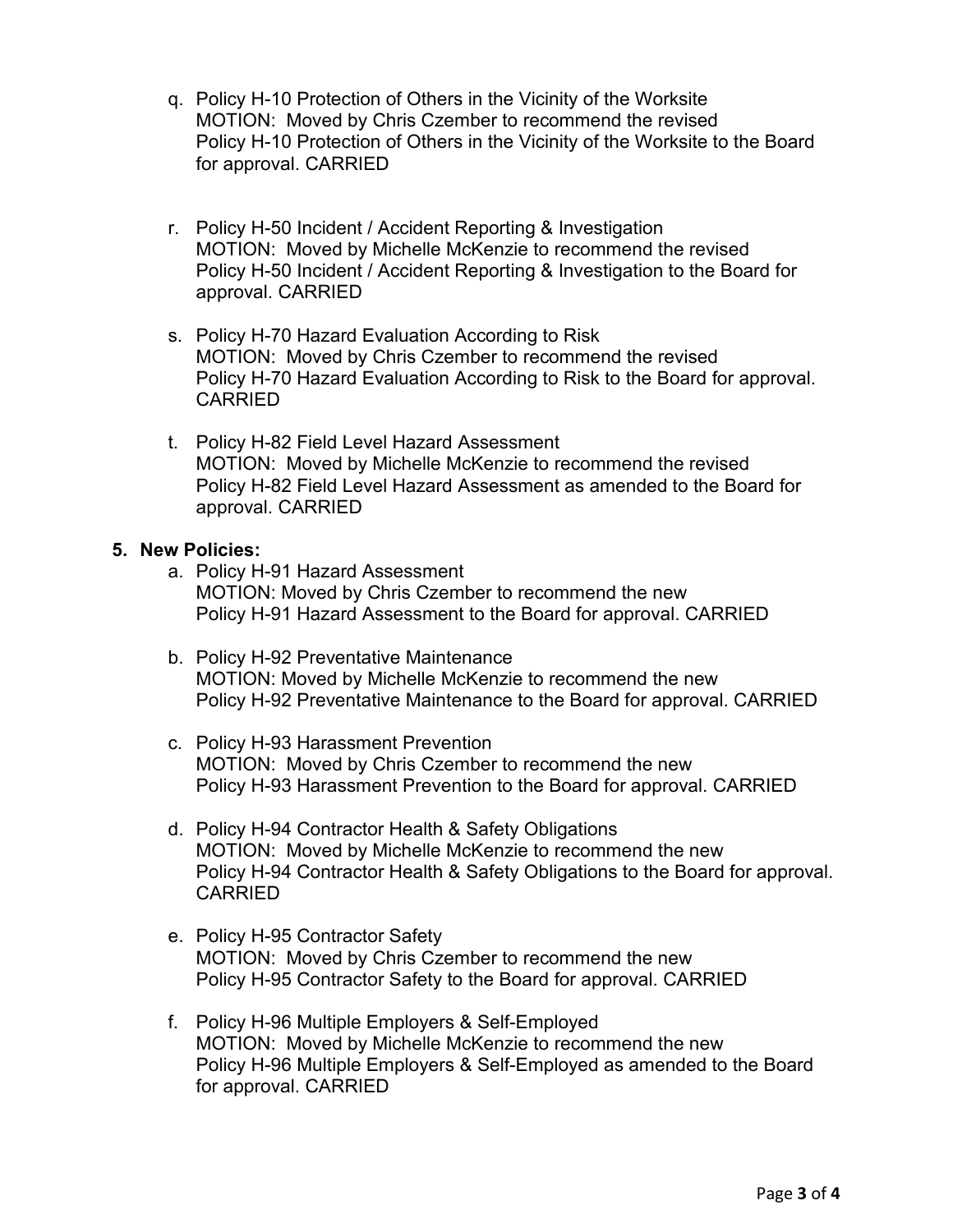q. Policy H-10 Protection of Others in the Vicinity of the Worksite
MOTION: Moved by Chris Czember to recommend the revised Policy H-10 Protection of Others in the Vicinity of the Worksite to the Board for approval. CARRIED

r. Policy H-50 Incident / Accident Reporting & Investigation
MOTION: Moved by Michelle McKenzie to recommend the revised Policy H-50 Incident / Accident Reporting & Investigation to the Board for approval. CARRIED

s. Policy H-70 Hazard Evaluation According to Risk
MOTION: Moved by Chris Czember to recommend the revised Policy H-70 Hazard Evaluation According to Risk to the Board for approval. CARRIED

t. Policy H-82 Field Level Hazard Assessment
MOTION: Moved by Michelle McKenzie to recommend the revised Policy H-82 Field Level Hazard Assessment as amended to the Board for approval. CARRIED

**5. New Policies:**

a. Policy H-91 Hazard Assessment
MOTION: Moved by Chris Czember to recommend the new Policy H-91 Hazard Assessment to the Board for approval. CARRIED

b. Policy H-92 Preventative Maintenance
MOTION: Moved by Michelle McKenzie to recommend the new Policy H-92 Preventative Maintenance to the Board for approval. CARRIED

c. Policy H-93 Harassment Prevention
MOTION: Moved by Chris Czember to recommend the new Policy H-93 Harassment Prevention to the Board for approval. CARRIED

d. Policy H-94 Contractor Health & Safety Obligations
MOTION: Moved by Michelle McKenzie to recommend the new Policy H-94 Contractor Health & Safety Obligations to the Board for approval. CARRIED

e. Policy H-95 Contractor Safety
MOTION: Moved by Chris Czember to recommend the new Policy H-95 Contractor Safety to the Board for approval. CARRIED

f. Policy H-96 Multiple Employers & Self-Employed
MOTION: Moved by Michelle McKenzie to recommend the new Policy H-96 Multiple Employers & Self-Employed as amended to the Board for approval. CARRIED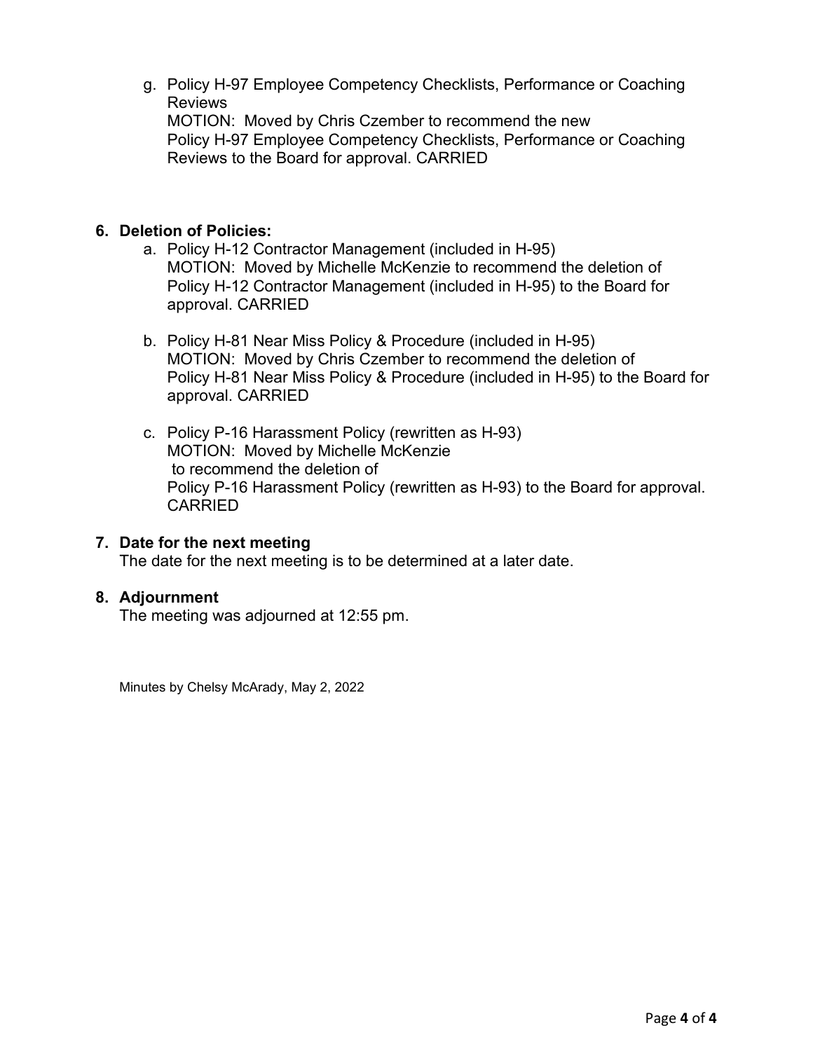g. Policy H-97 Employee Competency Checklists, Performance or Coaching Reviews
   MOTION: Moved by Chris Czember to recommend the new Policy H-97 Employee Competency Checklists, Performance or Coaching Reviews to the Board for approval. CARRIED

## 6. Deletion of Policies:

a. Policy H-12 Contractor Management (included in H-95)
   MOTION: Moved by Michelle McKenzie to recommend the deletion of Policy H-12 Contractor Management (included in H-95) to the Board for approval. CARRIED

b. Policy H-81 Near Miss Policy & Procedure (included in H-95)
   MOTION: Moved by Chris Czember to recommend the deletion of Policy H-81 Near Miss Policy & Procedure (included in H-95) to the Board for approval. CARRIED

c. Policy P-16 Harassment Policy (rewritten as H-93)
   MOTION: Moved by Michelle McKenzie to recommend the deletion of Policy P-16 Harassment Policy (rewritten as H-93) to the Board for approval. CARRIED

## 7. Date for the next meeting

The date for the next meeting is to be determined at a later date.

## 8. Adjournment

The meeting was adjourned at 12:55 pm.

Minutes by Chelsy McArady, May 2, 2022